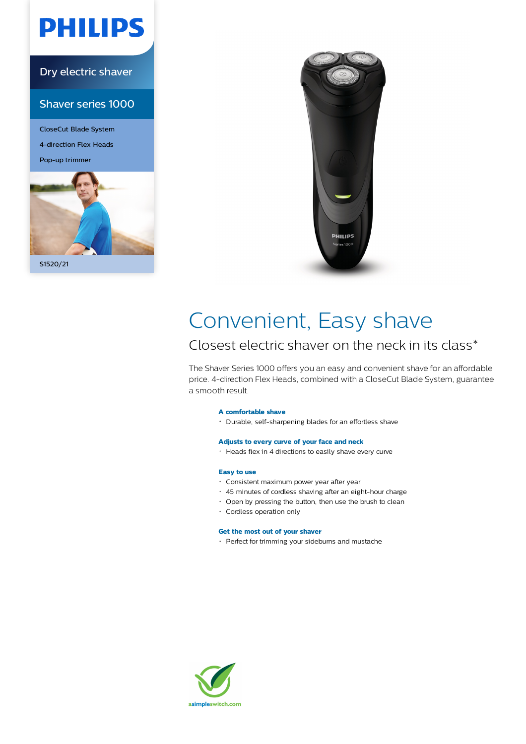PHILIPS

Dry electric shaver

Shaver series 1000

CloseCut Blade System

4-direction Flex Heads

Pop-up trimmer

S1520/21

# Convenient, Easy shave

## Closest electric shaver on the neck in its class*

The Shaver Series 1000 offers you an easy and convenient shave for an affordable price. 4-direction Flex Heads, combined with a CloseCut Blade System, guarantee a smooth result.

**A comfortable shave**

- Durable, self-sharpening blades for an effortless shave

**Adjusts to every curve of your face and neck**

- Heads flex in 4 directions to easily shave every curve

**Easy to use**

- Consistent maximum power year after year
- 45 minutes of cordless shaving after an eight-hour charge
- Open by pressing the button, then use the brush to clean
- Cordless operation only

**Get the most out of your shaver**

- Perfect for trimming your sideburns and mustache

asimpleswitch.com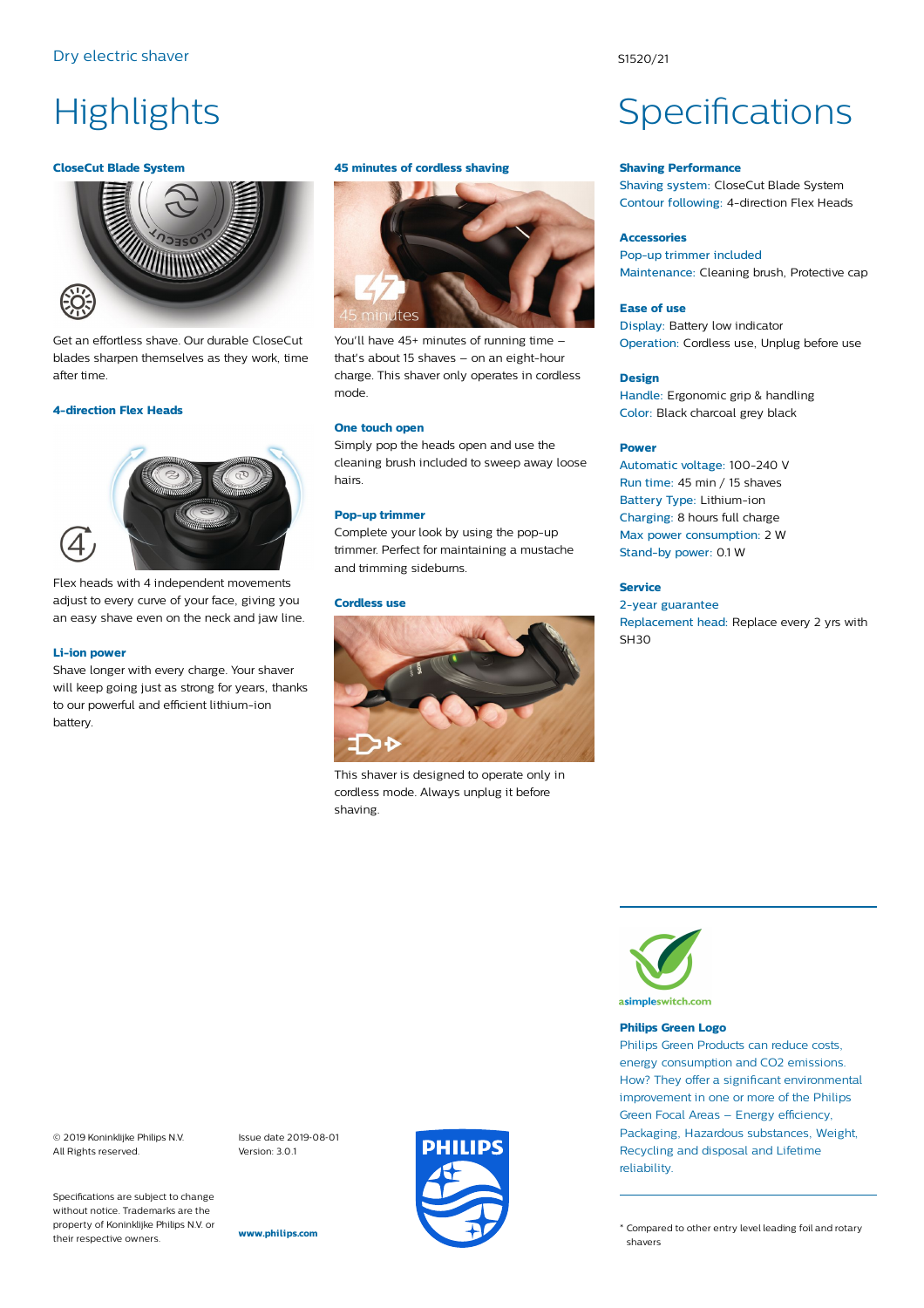Dry electric shaver

S1520/21

# Highlights

### CloseCut Blade System

Get an effortless shave. Our durable CloseCut blades sharpen themselves as they work, time after time.

### 4-direction Flex Heads

Flex heads with 4 independent movements adjust to every curve of your face, giving you an easy shave even on the neck and jaw line.

### Li-ion power

Shave longer with every charge. Your shaver will keep going just as strong for years, thanks to our powerful and efficient lithium-ion battery.

### 45 minutes of cordless shaving

45 minutes

You'll have 45+ minutes of running time – that's about 15 shaves – on an eight-hour charge. This shaver only operates in cordless mode.

### One touch open

Simply pop the heads open and use the cleaning brush included to sweep away loose hairs.

### Pop-up trimmer

Complete your look by using the pop-up trimmer. Perfect for maintaining a mustache and trimming sideburns.

### Cordless use

This shaver is designed to operate only in cordless mode. Always unplug it before shaving.

# Specifications

### Shaving Performance

- Shaving system: CloseCut Blade System
- Contour following: 4-direction Flex Heads

### Accessories

- Pop-up trimmer included
- Maintenance: Cleaning brush, Protective cap

### Ease of use

- Display: Battery low indicator
- Operation: Cordless use, Unplug before use

### Design

- Handle: Ergonomic grip & handling
- Color: Black charcoal grey black

### Power

- Automatic voltage: 100-240 V
- Run time: 45 min / 15 shaves
- Battery Type: Lithium-ion
- Charging: 8 hours full charge
- Max power consumption: 2 W
- Stand-by power: 0.1 W

### Service

- 2-year guarantee
- Replacement head: Replace every 2 yrs with SH30

asimpleswitch.com

### Philips Green Logo

Philips Green Products can reduce costs, energy consumption and CO2 emissions. How? They offer a significant environmental improvement in one or more of the Philips Green Focal Areas – Energy efficiency, Packaging, Hazardous substances, Weight, Recycling and disposal and Lifetime reliability.

\* Compared to other entry level leading foil and rotary shavers

© 2019 Koninklijke Philips N.V.
All Rights reserved.

Specifications are subject to change without notice. Trademarks are the property of Koninklijke Philips N.V. or their respective owners.

Issue date 2019-08-01
Version: 3.0.1

www.philips.com